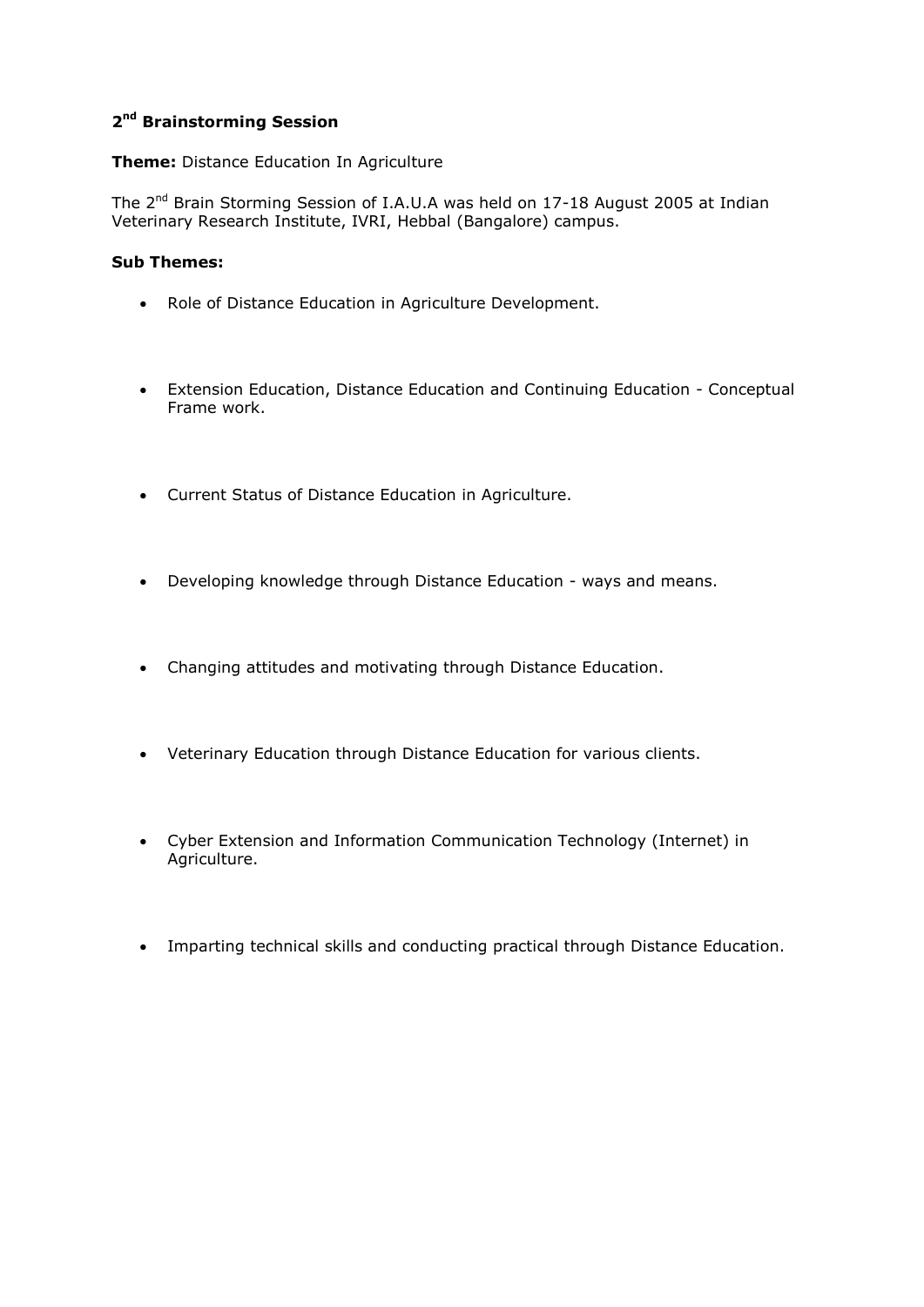## 2nd Brainstorming Session

**Theme:** Distance Education In Agriculture

The 2nd Brain Storming Session of I.A.U.A was held on 17-18 August 2005 at Indian Veterinary Research Institute, IVRI, Hebbal (Bangalore) campus.

**Sub Themes:**

- Role of Distance Education in Agriculture Development.
- Extension Education, Distance Education and Continuing Education - Conceptual Frame work.
- Current Status of Distance Education in Agriculture.
- Developing knowledge through Distance Education - ways and means.
- Changing attitudes and motivating through Distance Education.
- Veterinary Education through Distance Education for various clients.
- Cyber Extension and Information Communication Technology (Internet) in Agriculture.
- Imparting technical skills and conducting practical through Distance Education.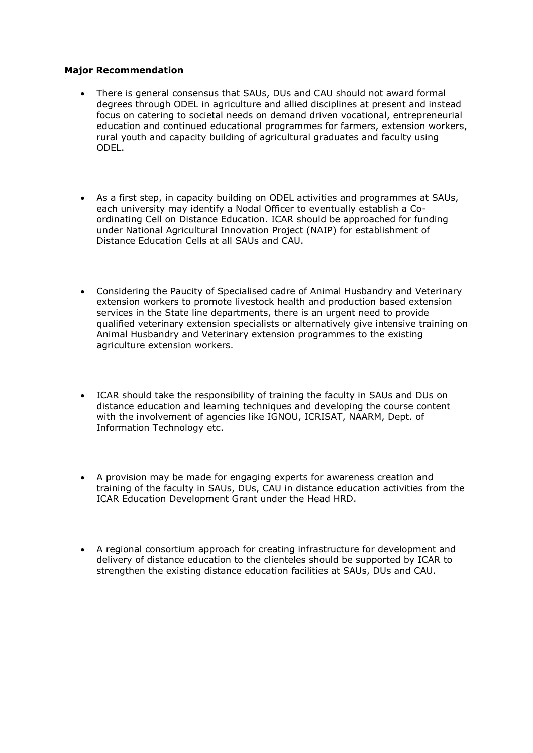**Major Recommendation**

- There is general consensus that SAUs, DUs and CAU should not award formal degrees through ODEL in agriculture and allied disciplines at present and instead focus on catering to societal needs on demand driven vocational, entrepreneurial education and continued educational programmes for farmers, extension workers, rural youth and capacity building of agricultural graduates and faculty using ODEL.

- As a first step, in capacity building on ODEL activities and programmes at SAUs, each university may identify a Nodal Officer to eventually establish a Co-ordinating Cell on Distance Education. ICAR should be approached for funding under National Agricultural Innovation Project (NAIP) for establishment of Distance Education Cells at all SAUs and CAU.

- Considering the Paucity of Specialised cadre of Animal Husbandry and Veterinary extension workers to promote livestock health and production based extension services in the State line departments, there is an urgent need to provide qualified veterinary extension specialists or alternatively give intensive training on Animal Husbandry and Veterinary extension programmes to the existing agriculture extension workers.

- ICAR should take the responsibility of training the faculty in SAUs and DUs on distance education and learning techniques and developing the course content with the involvement of agencies like IGNOU, ICRISAT, NAARM, Dept. of Information Technology etc.

- A provision may be made for engaging experts for awareness creation and training of the faculty in SAUs, DUs, CAU in distance education activities from the ICAR Education Development Grant under the Head HRD.

- A regional consortium approach for creating infrastructure for development and delivery of distance education to the clienteles should be supported by ICAR to strengthen the existing distance education facilities at SAUs, DUs and CAU.